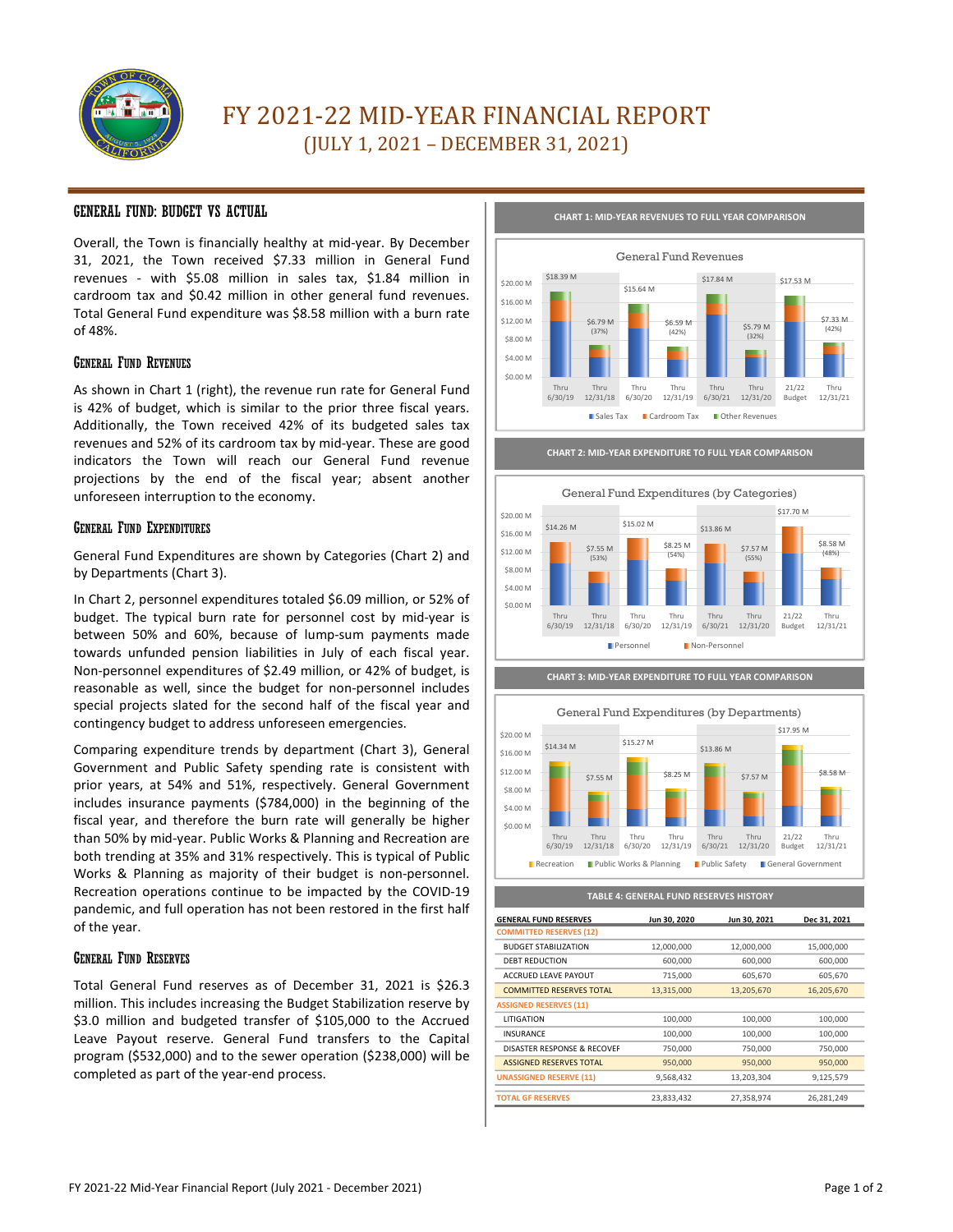# FY 2021-22 MID-YEAR FINANCIAL REPORT
## (JULY 1, 2021 – DECEMBER 31, 2021)

## GENERAL FUND: BUDGET VS ACTUAL

Overall, the Town is financially healthy at mid-year. By December 31, 2021, the Town received $7.33 million in General Fund revenues - with $5.08 million in sales tax, $1.84 million in cardroom tax and $0.42 million in other general fund revenues. Total General Fund expenditure was $8.58 million with a burn rate of 48%.

### General Fund Revenues

As shown in Chart 1 (right), the revenue run rate for General Fund is 42% of budget, which is similar to the prior three fiscal years. Additionally, the Town received 42% of its budgeted sales tax revenues and 52% of its cardroom tax by mid-year. These are good indicators the Town will reach our General Fund revenue projections by the end of the fiscal year; absent another unforeseen interruption to the economy.

### General Fund Expenditures

General Fund Expenditures are shown by Categories (Chart 2) and by Departments (Chart 3).

In Chart 2, personnel expenditures totaled $6.09 million, or 52% of budget. The typical burn rate for personnel cost by mid-year is between 50% and 60%, because of lump-sum payments made towards unfunded pension liabilities in July of each fiscal year. Non-personnel expenditures of $2.49 million, or 42% of budget, is reasonable as well, since the budget for non-personnel includes special projects slated for the second half of the fiscal year and contingency budget to address unforeseen emergencies.

Comparing expenditure trends by department (Chart 3), General Government and Public Safety spending rate is consistent with prior years, at 54% and 51%, respectively. General Government includes insurance payments ($784,000) in the beginning of the fiscal year, and therefore the burn rate will generally be higher than 50% by mid-year. Public Works & Planning and Recreation are both trending at 35% and 31% respectively. This is typical of Public Works & Planning as majority of their budget is non-personnel. Recreation operations continue to be impacted by the COVID-19 pandemic, and full operation has not been restored in the first half of the year.

### General Fund Reserves

Total General Fund reserves as of December 31, 2021 is $26.3 million. This includes increasing the Budget Stabilization reserve by $3.0 million and budgeted transfer of $105,000 to the Accrued Leave Payout reserve. General Fund transfers to the Capital program ($532,000) and to the sewer operation ($238,000) will be completed as part of the year-end process.

**CHART 1: MID-YEAR REVENUES TO FULL YEAR COMPARISON**

General Fund Revenues

| Period | Total |
|---|---|
| Thru 6/30/19 | $18.39 M |
| Thru 12/31/18 | $6.79 M (37%) |
| Thru 6/30/20 | $15.64 M |
| Thru 12/31/19 | $6.59 M (42%) |
| Thru 6/30/21 | $17.84 M |
| Thru 12/31/20 | $5.79 M (32%) |
| 21/22 Budget | $17.53 M |
| Thru 12/31/21 | $7.33 M (42%) |

Sales Tax, Cardroom Tax, Other Revenues

**CHART 2: MID-YEAR EXPENDITURE TO FULL YEAR COMPARISON**

General Fund Expenditures (by Categories)

| Period | Total |
|---|---|
| Thru 6/30/19 | $14.26 M |
| Thru 12/31/18 | $7.55 M (53%) |
| Thru 6/30/20 | $15.02 M |
| Thru 12/31/19 | $8.25 M (54%) |
| Thru 6/30/21 | $13.86 M |
| Thru 12/31/20 | $7.57 M (55%) |
| 21/22 Budget | $17.70 M |
| Thru 12/31/21 | $8.58 M (48%) |

Personnel, Non-Personnel

**CHART 3: MID-YEAR EXPENDITURE TO FULL YEAR COMPARISON**

General Fund Expenditures (by Departments)

| Period | Total |
|---|---|
| Thru 6/30/19 | $14.34 M |
| Thru 12/31/18 | $7.55 M |
| Thru 6/30/20 | $15.27 M |
| Thru 12/31/19 | $8.25 M |
| Thru 6/30/21 | $13.86 M |
| Thru 12/31/20 | $7.57 M |
| 21/22 Budget | $17.95 M |
| Thru 12/31/21 | $8.58 M |

Recreation, Public Works & Planning, Public Safety, General Government

**TABLE 4: GENERAL FUND RESERVES HISTORY**

| GENERAL FUND RESERVES | Jun 30, 2020 | Jun 30, 2021 | Dec 31, 2021 |
|---|---|---|---|
| COMMITTED RESERVES (12) | | | |
| BUDGET STABILIZATION | 12,000,000 | 12,000,000 | 15,000,000 |
| DEBT REDUCTION | 600,000 | 600,000 | 600,000 |
| ACCRUED LEAVE PAYOUT | 715,000 | 605,670 | 605,670 |
| COMMITTED RESERVES TOTAL | 13,315,000 | 13,205,670 | 16,205,670 |
| ASSIGNED RESERVES (11) | | | |
| LITIGATION | 100,000 | 100,000 | 100,000 |
| INSURANCE | 100,000 | 100,000 | 100,000 |
| DISASTER RESPONSE & RECOVEF | 750,000 | 750,000 | 750,000 |
| ASSIGNED RESERVES TOTAL | 950,000 | 950,000 | 950,000 |
| UNASSIGNED RESERVE (11) | 9,568,432 | 13,203,304 | 9,125,579 |
| TOTAL GF RESERVES | 23,833,432 | 27,358,974 | 26,281,249 |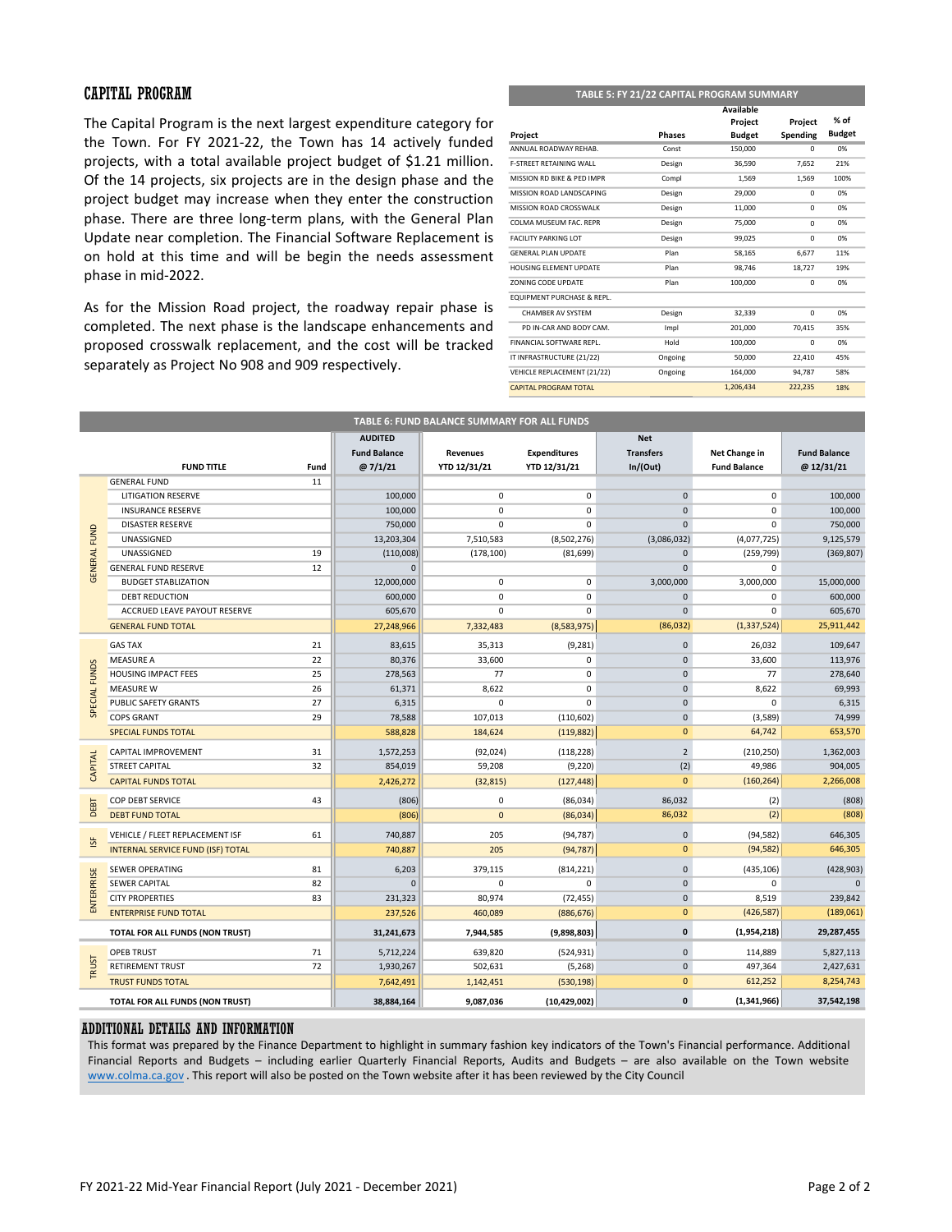## CAPITAL PROGRAM

The Capital Program is the next largest expenditure category for the Town. For FY 2021-22, the Town has 14 actively funded projects, with a total available project budget of $1.21 million. Of the 14 projects, six projects are in the design phase and the project budget may increase when they enter the construction phase. There are three long-term plans, with the General Plan Update near completion. The Financial Software Replacement is on hold at this time and will be begin the needs assessment phase in mid-2022.

As for the Mission Road project, the roadway repair phase is completed. The next phase is the landscape enhancements and proposed crosswalk replacement, and the cost will be tracked separately as Project No 908 and 909 respectively.

**TABLE 5: FY 21/22 CAPITAL PROGRAM SUMMARY**

| Project | Phases | Available Project Budget | Project Spending | % of Budget |
|---|---|---|---|---|
| ANNUAL ROADWAY REHAB. | Const | 150,000 | 0 | 0% |
| F-STREET RETAINING WALL | Design | 36,590 | 7,652 | 21% |
| MISSION RD BIKE & PED IMPR | Compl | 1,569 | 1,569 | 100% |
| MISSION ROAD LANDSCAPING | Design | 29,000 | 0 | 0% |
| MISSION ROAD CROSSWALK | Design | 11,000 | 0 | 0% |
| COLMA MUSEUM FAC. REPR | Design | 75,000 | 0 | 0% |
| FACILITY PARKING LOT | Design | 99,025 | 0 | 0% |
| GENERAL PLAN UPDATE | Plan | 58,165 | 6,677 | 11% |
| HOUSING ELEMENT UPDATE | Plan | 98,746 | 18,727 | 19% |
| ZONING CODE UPDATE | Plan | 100,000 | 0 | 0% |
| EQUIPMENT PURCHASE & REPL. | | | | |
| CHAMBER AV SYSTEM | Design | 32,339 | 0 | 0% |
| PD IN-CAR AND BODY CAM. | Impl | 201,000 | 70,415 | 35% |
| FINANCIAL SOFTWARE REPL. | Hold | 100,000 | 0 | 0% |
| IT INFRASTRUCTURE (21/22) | Ongoing | 50,000 | 22,410 | 45% |
| VEHICLE REPLACEMENT (21/22) | Ongoing | 164,000 | 94,787 | 58% |
| CAPITAL PROGRAM TOTAL | | 1,206,434 | 222,235 | 18% |

**TABLE 6: FUND BALANCE SUMMARY FOR ALL FUNDS**

| | FUND TITLE | Fund | AUDITED Fund Balance @ 7/1/21 | Revenues YTD 12/31/21 | Expenditures YTD 12/31/21 | Net Transfers In/(Out) | Net Change in Fund Balance | Fund Balance @ 12/31/21 |
|---|---|---|---|---|---|---|---|---|
| GENERAL FUND | GENERAL FUND | 11 | | | | | | |
| | LITIGATION RESERVE | | 100,000 | 0 | 0 | 0 | 0 | 100,000 |
| | INSURANCE RESERVE | | 100,000 | 0 | 0 | 0 | 0 | 100,000 |
| | DISASTER RESERVE | | 750,000 | 0 | 0 | 0 | 0 | 750,000 |
| | UNASSIGNED | | 13,203,304 | 7,510,583 | (8,502,276) | (3,086,032) | (4,077,725) | 9,125,579 |
| | UNASSIGNED | 19 | (110,008) | (178,100) | (81,699) | 0 | (259,799) | (369,807) |
| | GENERAL FUND RESERVE | 12 | 0 | | | 0 | 0 | |
| | BUDGET STABLIZATION | | 12,000,000 | 0 | 0 | 3,000,000 | 3,000,000 | 15,000,000 |
| | DEBT REDUCTION | | 600,000 | 0 | 0 | 0 | 0 | 600,000 |
| | ACCRUED LEAVE PAYOUT RESERVE | | 605,670 | 0 | 0 | 0 | 0 | 605,670 |
| | GENERAL FUND TOTAL | | 27,248,966 | 7,332,483 | (8,583,975) | (86,032) | (1,337,524) | 25,911,442 |
| SPECIAL FUNDS | GAS TAX | 21 | 83,615 | 35,313 | (9,281) | 0 | 26,032 | 109,647 |
| | MEASURE A | 22 | 80,376 | 33,600 | 0 | 0 | 33,600 | 113,976 |
| | HOUSING IMPACT FEES | 25 | 278,563 | 77 | 0 | 0 | 77 | 278,640 |
| | MEASURE W | 26 | 61,371 | 8,622 | 0 | 0 | 8,622 | 69,993 |
| | PUBLIC SAFETY GRANTS | 27 | 6,315 | 0 | 0 | 0 | 0 | 6,315 |
| | COPS GRANT | 29 | 78,588 | 107,013 | (110,602) | 0 | (3,589) | 74,999 |
| | SPECIAL FUNDS TOTAL | | 588,828 | 184,624 | (119,882) | 0 | 64,742 | 653,570 |
| CAPITAL | CAPITAL IMPROVEMENT | 31 | 1,572,253 | (92,024) | (118,228) | 2 | (210,250) | 1,362,003 |
| | STREET CAPITAL | 32 | 854,019 | 59,208 | (9,220) | (2) | 49,986 | 904,005 |
| | CAPITAL FUNDS TOTAL | | 2,426,272 | (32,815) | (127,448) | 0 | (160,264) | 2,266,008 |
| DEBT | COP DEBT SERVICE | 43 | (806) | 0 | (86,034) | 86,032 | (2) | (808) |
| | DEBT FUND TOTAL | | (806) | 0 | (86,034) | 86,032 | (2) | (808) |
| ISF | VEHICLE / FLEET REPLACEMENT ISF | 61 | 740,887 | 205 | (94,787) | 0 | (94,582) | 646,305 |
| | INTERNAL SERVICE FUND (ISF) TOTAL | | 740,887 | 205 | (94,787) | 0 | (94,582) | 646,305 |
| ENTERPRISE | SEWER OPERATING | 81 | 6,203 | 379,115 | (814,221) | 0 | (435,106) | (428,903) |
| | SEWER CAPITAL | 82 | 0 | 0 | 0 | 0 | 0 | 0 |
| | CITY PROPERTIES | 83 | 231,323 | 80,974 | (72,455) | 0 | 8,519 | 239,842 |
| | ENTERPRISE FUND TOTAL | | 237,526 | 460,089 | (886,676) | 0 | (426,587) | (189,061) |
| | TOTAL FOR ALL FUNDS (NON TRUST) | | 31,241,673 | 7,944,585 | (9,898,803) | 0 | (1,954,218) | 29,287,455 |
| TRUST | OPEB TRUST | 71 | 5,712,224 | 639,820 | (524,931) | 0 | 114,889 | 5,827,113 |
| | RETIREMENT TRUST | 72 | 1,930,267 | 502,631 | (5,268) | 0 | 497,364 | 2,427,631 |
| | TRUST FUNDS TOTAL | | 7,642,491 | 1,142,451 | (530,198) | 0 | 612,252 | 8,254,743 |
| | TOTAL FOR ALL FUNDS (NON TRUST) | | 38,884,164 | 9,087,036 | (10,429,002) | 0 | (1,341,966) | 37,542,198 |

## ADDITIONAL DETAILS AND INFORMATION

This format was prepared by the Finance Department to highlight in summary fashion key indicators of the Town's Financial performance. Additional Financial Reports and Budgets – including earlier Quarterly Financial Reports, Audits and Budgets – are also available on the Town website www.colma.ca.gov . This report will also be posted on the Town website after it has been reviewed by the City Council

FY 2021-22 Mid-Year Financial Report (July 2021 - December 2021)